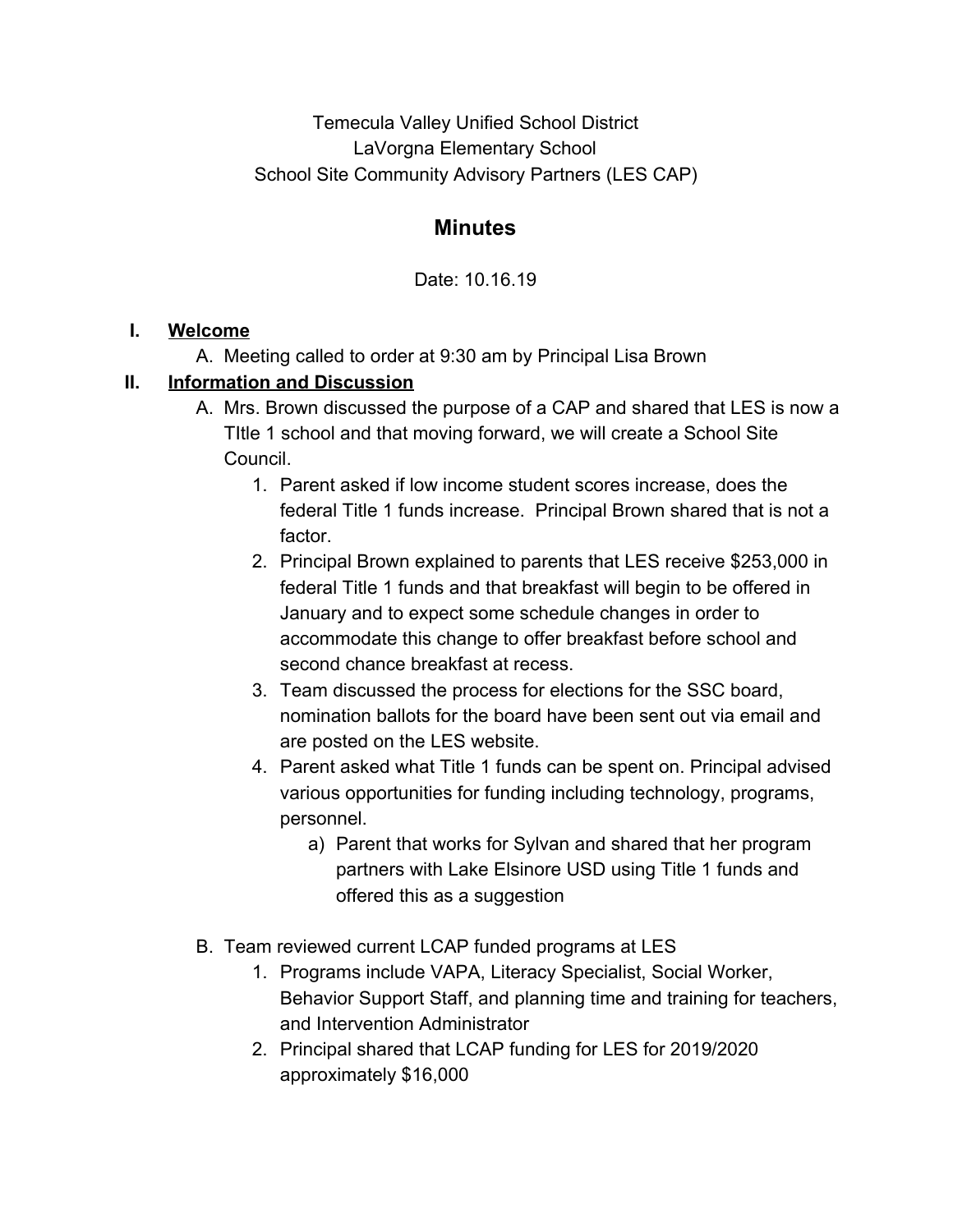Temecula Valley Unified School District
LaVorgna Elementary School
School Site Community Advisory Partners (LES CAP)

# Minutes

Date: 10.16.19

I. **Welcome**
   A. Meeting called to order at 9:30 am by Principal Lisa Brown

II. **Information and Discussion**
   A. Mrs. Brown discussed the purpose of a CAP and shared that LES is now a TItle 1 school and that moving forward, we will create a School Site Council.
      1. Parent asked if low income student scores increase, does the federal Title 1 funds increase. Principal Brown shared that is not a factor.
      2. Principal Brown explained to parents that LES receive $253,000 in federal Title 1 funds and that breakfast will begin to be offered in January and to expect some schedule changes in order to accommodate this change to offer breakfast before school and second chance breakfast at recess.
      3. Team discussed the process for elections for the SSC board, nomination ballots for the board have been sent out via email and are posted on the LES website.
      4. Parent asked what Title 1 funds can be spent on. Principal advised various opportunities for funding including technology, programs, personnel.
         a) Parent that works for Sylvan and shared that her program partners with Lake Elsinore USD using Title 1 funds and offered this as a suggestion

   B. Team reviewed current LCAP funded programs at LES
      1. Programs include VAPA, Literacy Specialist, Social Worker, Behavior Support Staff, and planning time and training for teachers, and Intervention Administrator
      2. Principal shared that LCAP funding for LES for 2019/2020 approximately $16,000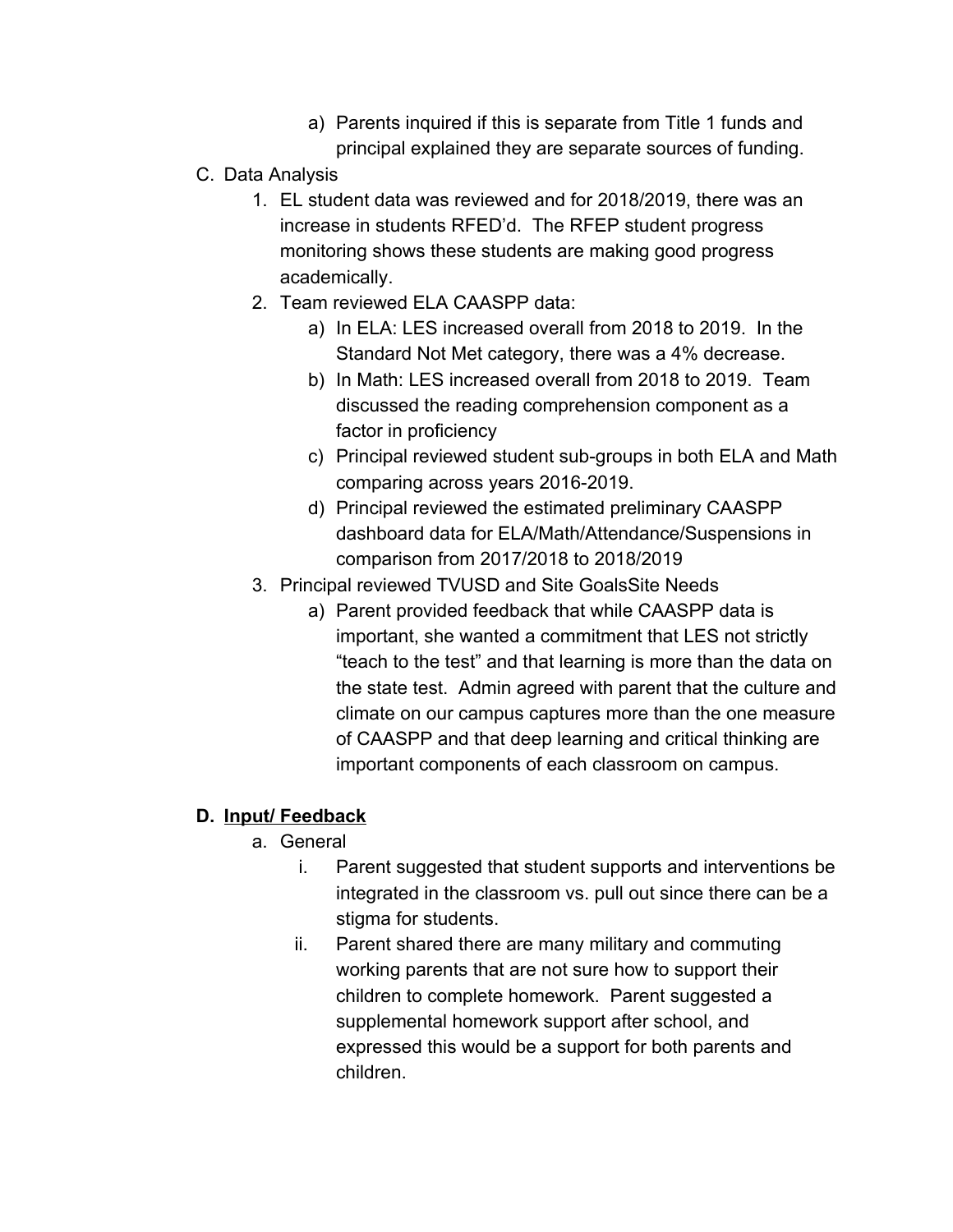a) Parents inquired if this is separate from Title 1 funds and principal explained they are separate sources of funding.

C. Data Analysis

1. EL student data was reviewed and for 2018/2019, there was an increase in students RFED'd. The RFEP student progress monitoring shows these students are making good progress academically.
2. Team reviewed ELA CAASPP data:
   a) In ELA: LES increased overall from 2018 to 2019. In the Standard Not Met category, there was a 4% decrease.
   b) In Math: LES increased overall from 2018 to 2019. Team discussed the reading comprehension component as a factor in proficiency
   c) Principal reviewed student sub-groups in both ELA and Math comparing across years 2016-2019.
   d) Principal reviewed the estimated preliminary CAASPP dashboard data for ELA/Math/Attendance/Suspensions in comparison from 2017/2018 to 2018/2019
3. Principal reviewed TVUSD and Site GoalsSite Needs
   a) Parent provided feedback that while CAASPP data is important, she wanted a commitment that LES not strictly "teach to the test" and that learning is more than the data on the state test. Admin agreed with parent that the culture and climate on our campus captures more than the one measure of CAASPP and that deep learning and critical thinking are important components of each classroom on campus.

**D. <u>Input/ Feedback</u>**

a. General
   i. Parent suggested that student supports and interventions be integrated in the classroom vs. pull out since there can be a stigma for students.
   ii. Parent shared there are many military and commuting working parents that are not sure how to support their children to complete homework. Parent suggested a supplemental homework support after school, and expressed this would be a support for both parents and children.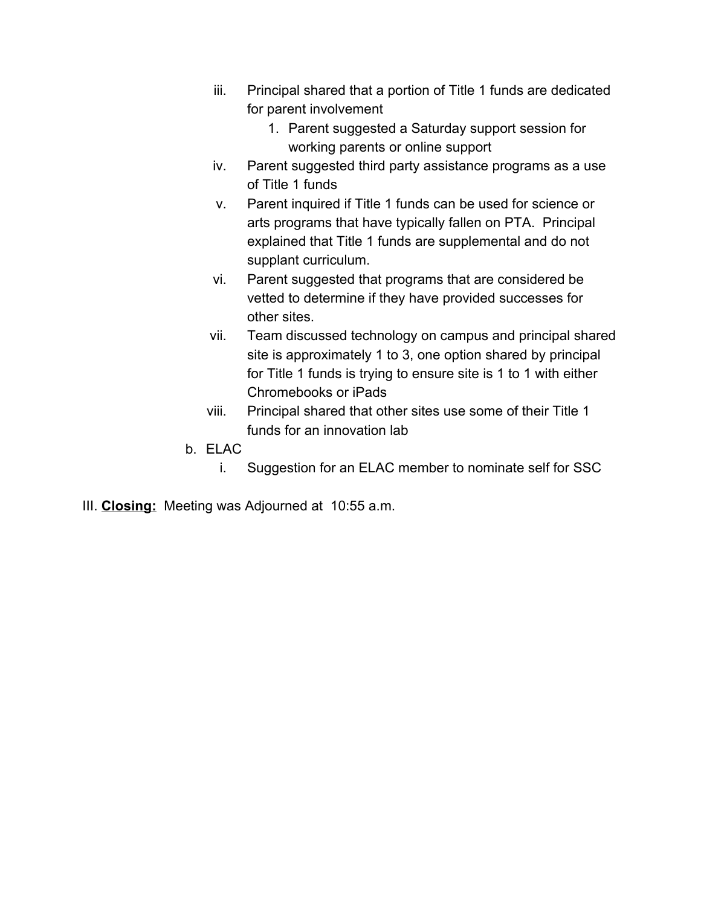iii. Principal shared that a portion of Title 1 funds are dedicated for parent involvement
      1. Parent suggested a Saturday support session for working parents or online support
   iv. Parent suggested third party assistance programs as a use of Title 1 funds
   v. Parent inquired if Title 1 funds can be used for science or arts programs that have typically fallen on PTA. Principal explained that Title 1 funds are supplemental and do not supplant curriculum.
   vi. Parent suggested that programs that are considered be vetted to determine if they have provided successes for other sites.
   vii. Team discussed technology on campus and principal shared site is approximately 1 to 3, one option shared by principal for Title 1 funds is trying to ensure site is 1 to 1 with either Chromebooks or iPads
   viii. Principal shared that other sites use some of their Title 1 funds for an innovation lab

b. ELAC
   i. Suggestion for an ELAC member to nominate self for SSC

III. **<u>Closing:</u>** Meeting was Adjourned at 10:55 a.m.